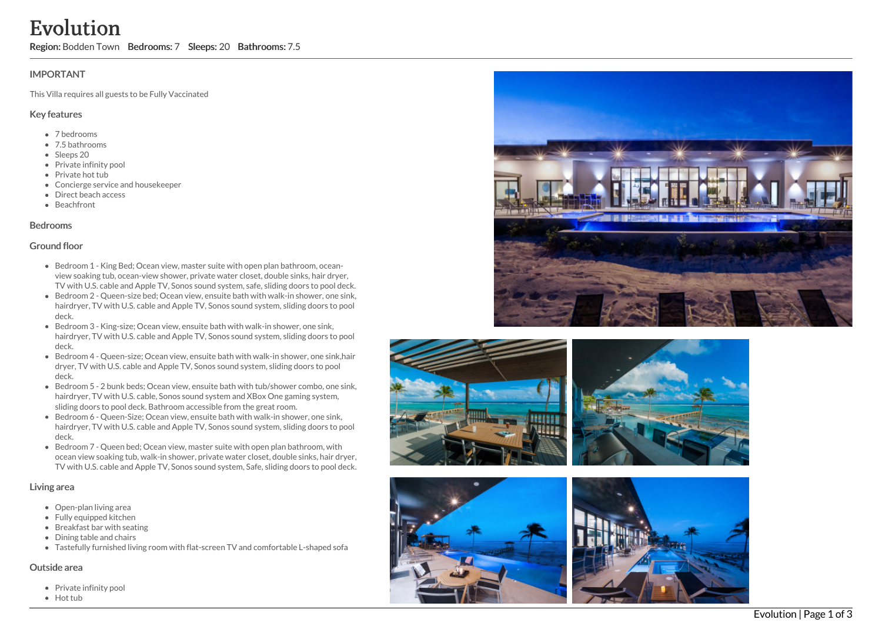# Evolution

**Region:** Bodden Town **Bedrooms:** 7 **Sleeps:** 20 **Bathrooms:** 7.5

## IMPORTANT

This Villa requires all guests to be Fully Vaccinated

## Key features

- 7 bedrooms
- 7.5 bathrooms
- Sleeps 20
- Private infinity pool
- Private hot tub
- Concierge service and housekeeper
- Direct beach access
- Beachfront

## Bedrooms

## Ground floor

- Bedroom 1 - King Bed; Ocean view, master suite with open plan bathroom, ocean-view soaking tub, ocean-view shower, private water closet, double sinks, hair dryer, TV with U.S. cable and Apple TV, Sonos sound system, safe, sliding doors to pool deck.
- Bedroom 2 - Queen-size bed; Ocean view, ensuite bath with walk-in shower, one sink, hairdryer, TV with U.S. cable and Apple TV, Sonos sound system, sliding doors to pool deck.
- Bedroom 3 - King-size; Ocean view, ensuite bath with walk-in shower, one sink, hairdryer, TV with U.S. cable and Apple TV, Sonos sound system, sliding doors to pool deck.
- Bedroom 4 - Queen-size; Ocean view, ensuite bath with walk-in shower, one sink,hair dryer, TV with U.S. cable and Apple TV, Sonos sound system, sliding doors to pool deck.
- Bedroom 5 - 2 bunk beds; Ocean view, ensuite bath with tub/shower combo, one sink, hairdryer, TV with U.S. cable, Sonos sound system and XBox One gaming system, sliding doors to pool deck. Bathroom accessible from the great room.
- Bedroom 6 - Queen-Size; Ocean view, ensuite bath with walk-in shower, one sink, hairdryer, TV with U.S. cable and Apple TV, Sonos sound system, sliding doors to pool deck.
- Bedroom 7 - Queen bed; Ocean view, master suite with open plan bathroom, with ocean view soaking tub, walk-in shower, private water closet, double sinks, hair dryer, TV with U.S. cable and Apple TV, Sonos sound system, Safe, sliding doors to pool deck.

## Living area

- Open-plan living area
- Fully equipped kitchen
- Breakfast bar with seating
- Dining table and chairs
- Tastefully furnished living room with flat-screen TV and comfortable L-shaped sofa

## Outside area

- Private infinity pool
- Hot tub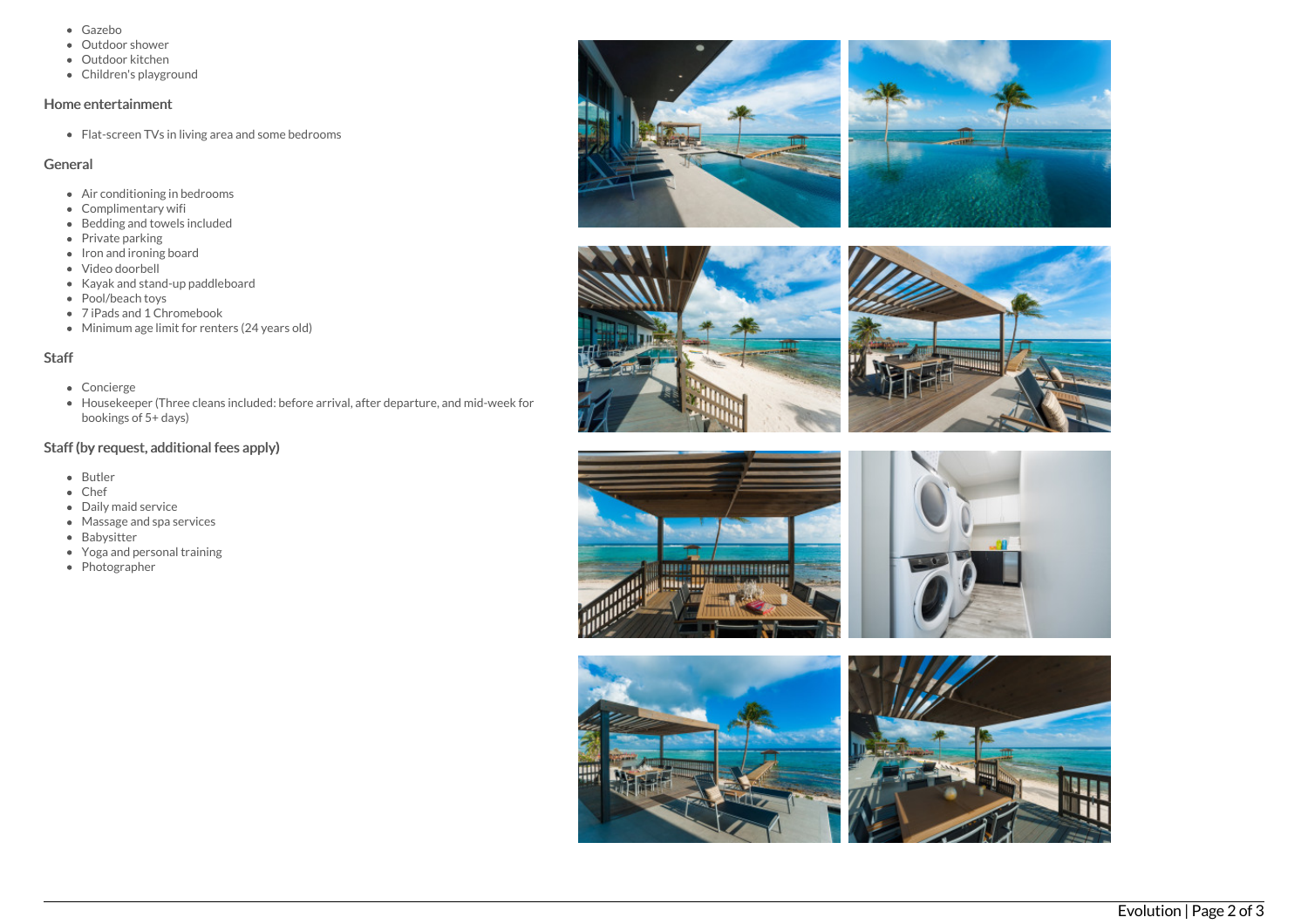- Gazebo
- Outdoor shower
- Outdoor kitchen
- Children's playground

### Home entertainment

- Flat-screen TVs in living area and some bedrooms

### General

- Air conditioning in bedrooms
- Complimentary wifi
- Bedding and towels included
- Private parking
- Iron and ironing board
- Video doorbell
- Kayak and stand-up paddleboard
- Pool/beach toys
- 7 iPads and 1 Chromebook
- Minimum age limit for renters (24 years old)

### Staff

- Concierge
- Housekeeper (Three cleans included: before arrival, after departure, and mid-week for bookings of 5+ days)

### Staff (by request, additional fees apply)

- Butler
- Chef
- Daily maid service
- Massage and spa services
- Babysitter
- Yoga and personal training
- Photographer